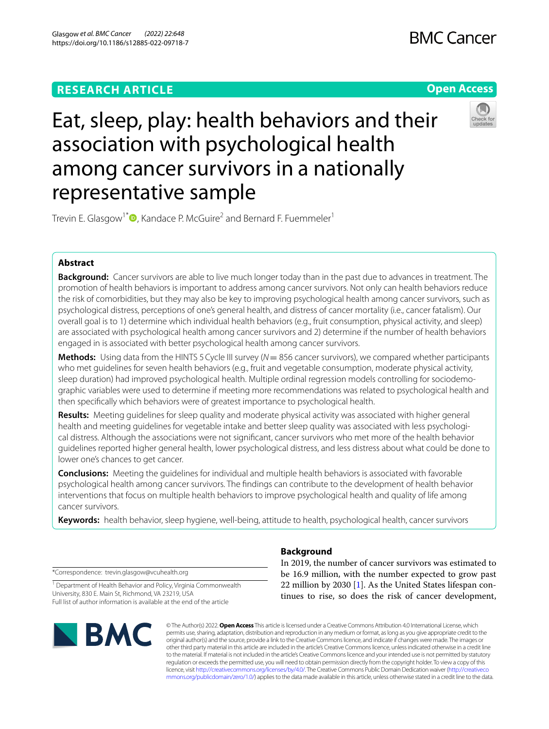**RESEARCH ARTICLE** **Open Access**

# Eat, sleep, play: health behaviors and their association with psychological health among cancer survivors in a nationally representative sample

Trevin E. Glasgow[1*], Kandace P. McGuire[2] and Bernard F. Fuemmeler[1]

## Abstract

**Background:** Cancer survivors are able to live much longer today than in the past due to advances in treatment. The promotion of health behaviors is important to address among cancer survivors. Not only can health behaviors reduce the risk of comorbidities, but they may also be key to improving psychological health among cancer survivors, such as psychological distress, perceptions of one's general health, and distress of cancer mortality (i.e., cancer fatalism). Our overall goal is to 1) determine which individual health behaviors (e.g., fruit consumption, physical activity, and sleep) are associated with psychological health among cancer survivors and 2) determine if the number of health behaviors engaged in is associated with better psychological health among cancer survivors.

**Methods:** Using data from the HINTS 5 Cycle III survey ($N = 856$ cancer survivors), we compared whether participants who met guidelines for seven health behaviors (e.g., fruit and vegetable consumption, moderate physical activity, sleep duration) had improved psychological health. Multiple ordinal regression models controlling for sociodemographic variables were used to determine if meeting more recommendations was related to psychological health and then specifically which behaviors were of greatest importance to psychological health.

**Results:** Meeting guidelines for sleep quality and moderate physical activity was associated with higher general health and meeting guidelines for vegetable intake and better sleep quality was associated with less psychological distress. Although the associations were not significant, cancer survivors who met more of the health behavior guidelines reported higher general health, lower psychological distress, and less distress about what could be done to lower one's chances to get cancer.

**Conclusions:** Meeting the guidelines for individual and multiple health behaviors is associated with favorable psychological health among cancer survivors. The findings can contribute to the development of health behavior interventions that focus on multiple health behaviors to improve psychological health and quality of life among cancer survivors.

**Keywords:** health behavior, sleep hygiene, well-being, attitude to health, psychological health, cancer survivors

*Correspondence: trevin.glasgow@vcuhealth.org

[1] Department of Health Behavior and Policy, Virginia Commonwealth University, 830 E. Main St, Richmond, VA 23219, USA

Full list of author information is available at the end of the article

## Background

In 2019, the number of cancer survivors was estimated to be 16.9 million, with the number expected to grow past 22 million by 2030 [1]. As the United States lifespan continues to rise, so does the risk of cancer development,

© The Author(s) 2022. **Open Access** This article is licensed under a Creative Commons Attribution 4.0 International License, which permits use, sharing, adaptation, distribution and reproduction in any medium or format, as long as you give appropriate credit to the original author(s) and the source, provide a link to the Creative Commons licence, and indicate if changes were made. The images or other third party material in this article are included in the article's Creative Commons licence, unless indicated otherwise in a credit line to the material. If material is not included in the article's Creative Commons licence and your intended use is not permitted by statutory regulation or exceeds the permitted use, you will need to obtain permission directly from the copyright holder. To view a copy of this licence, visit http://creativecommons.org/licenses/by/4.0/. The Creative Commons Public Domain Dedication waiver (http://creativecommons.org/publicdomain/zero/1.0/) applies to the data made available in this article, unless otherwise stated in a credit line to the data.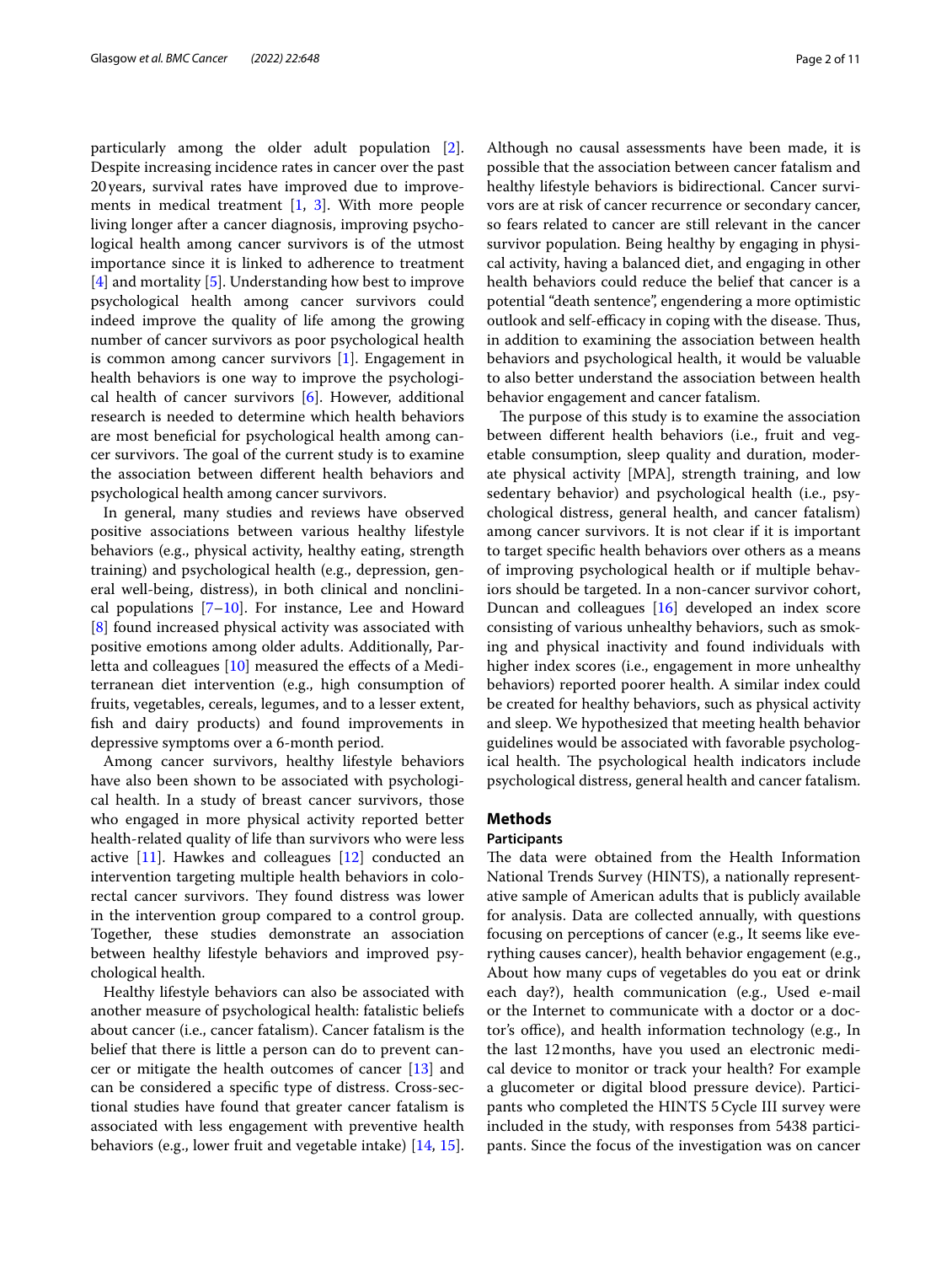particularly among the older adult population [2]. Despite increasing incidence rates in cancer over the past 20 years, survival rates have improved due to improvements in medical treatment [1, 3]. With more people living longer after a cancer diagnosis, improving psychological health among cancer survivors is of the utmost importance since it is linked to adherence to treatment [4] and mortality [5]. Understanding how best to improve psychological health among cancer survivors could indeed improve the quality of life among the growing number of cancer survivors as poor psychological health is common among cancer survivors [1]. Engagement in health behaviors is one way to improve the psychological health of cancer survivors [6]. However, additional research is needed to determine which health behaviors are most beneficial for psychological health among cancer survivors. The goal of the current study is to examine the association between different health behaviors and psychological health among cancer survivors.

In general, many studies and reviews have observed positive associations between various healthy lifestyle behaviors (e.g., physical activity, healthy eating, strength training) and psychological health (e.g., depression, general well-being, distress), in both clinical and nonclinical populations [7–10]. For instance, Lee and Howard [8] found increased physical activity was associated with positive emotions among older adults. Additionally, Parletta and colleagues [10] measured the effects of a Mediterranean diet intervention (e.g., high consumption of fruits, vegetables, cereals, legumes, and to a lesser extent, fish and dairy products) and found improvements in depressive symptoms over a 6-month period.

Among cancer survivors, healthy lifestyle behaviors have also been shown to be associated with psychological health. In a study of breast cancer survivors, those who engaged in more physical activity reported better health-related quality of life than survivors who were less active [11]. Hawkes and colleagues [12] conducted an intervention targeting multiple health behaviors in colorectal cancer survivors. They found distress was lower in the intervention group compared to a control group. Together, these studies demonstrate an association between healthy lifestyle behaviors and improved psychological health.

Healthy lifestyle behaviors can also be associated with another measure of psychological health: fatalistic beliefs about cancer (i.e., cancer fatalism). Cancer fatalism is the belief that there is little a person can do to prevent cancer or mitigate the health outcomes of cancer [13] and can be considered a specific type of distress. Cross-sectional studies have found that greater cancer fatalism is associated with less engagement with preventive health behaviors (e.g., lower fruit and vegetable intake) [14, 15]. Although no causal assessments have been made, it is possible that the association between cancer fatalism and healthy lifestyle behaviors is bidirectional. Cancer survivors are at risk of cancer recurrence or secondary cancer, so fears related to cancer are still relevant in the cancer survivor population. Being healthy by engaging in physical activity, having a balanced diet, and engaging in other health behaviors could reduce the belief that cancer is a potential "death sentence", engendering a more optimistic outlook and self-efficacy in coping with the disease. Thus, in addition to examining the association between health behaviors and psychological health, it would be valuable to also better understand the association between health behavior engagement and cancer fatalism.

The purpose of this study is to examine the association between different health behaviors (i.e., fruit and vegetable consumption, sleep quality and duration, moderate physical activity [MPA], strength training, and low sedentary behavior) and psychological health (i.e., psychological distress, general health, and cancer fatalism) among cancer survivors. It is not clear if it is important to target specific health behaviors over others as a means of improving psychological health or if multiple behaviors should be targeted. In a non-cancer survivor cohort, Duncan and colleagues [16] developed an index score consisting of various unhealthy behaviors, such as smoking and physical inactivity and found individuals with higher index scores (i.e., engagement in more unhealthy behaviors) reported poorer health. A similar index could be created for healthy behaviors, such as physical activity and sleep. We hypothesized that meeting health behavior guidelines would be associated with favorable psychological health. The psychological health indicators include psychological distress, general health and cancer fatalism.

## Methods

### Participants

The data were obtained from the Health Information National Trends Survey (HINTS), a nationally representative sample of American adults that is publicly available for analysis. Data are collected annually, with questions focusing on perceptions of cancer (e.g., It seems like everything causes cancer), health behavior engagement (e.g., About how many cups of vegetables do you eat or drink each day?), health communication (e.g., Used e-mail or the Internet to communicate with a doctor or a doctor's office), and health information technology (e.g., In the last 12 months, have you used an electronic medical device to monitor or track your health? For example a glucometer or digital blood pressure device). Participants who completed the HINTS 5 Cycle III survey were included in the study, with responses from 5438 participants. Since the focus of the investigation was on cancer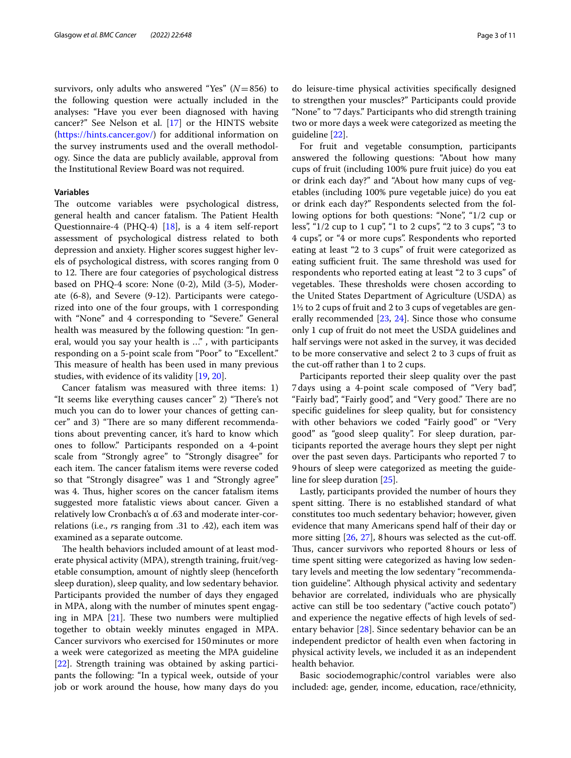survivors, only adults who answered "Yes" ($N=856$) to the following question were actually included in the analyses: "Have you ever been diagnosed with having cancer?" See Nelson et al. [17] or the HINTS website (https://hints.cancer.gov/) for additional information on the survey instruments used and the overall methodology. Since the data are publicly available, approval from the Institutional Review Board was not required.

### Variables

The outcome variables were psychological distress, general health and cancer fatalism. The Patient Health Questionnaire-4 (PHQ-4) [18], is a 4 item self-report assessment of psychological distress related to both depression and anxiety. Higher scores suggest higher levels of psychological distress, with scores ranging from 0 to 12. There are four categories of psychological distress based on PHQ-4 score: None (0-2), Mild (3-5), Moderate (6-8), and Severe (9-12). Participants were categorized into one of the four groups, with 1 corresponding with "None" and 4 corresponding to "Severe." General health was measured by the following question: "In general, would you say your health is …" , with participants responding on a 5-point scale from "Poor" to "Excellent." This measure of health has been used in many previous studies, with evidence of its validity [19, 20].

Cancer fatalism was measured with three items: 1) "It seems like everything causes cancer" 2) "There's not much you can do to lower your chances of getting cancer" and 3) "There are so many different recommendations about preventing cancer, it's hard to know which ones to follow." Participants responded on a 4-point scale from "Strongly agree" to "Strongly disagree" for each item. The cancer fatalism items were reverse coded so that "Strongly disagree" was 1 and "Strongly agree" was 4. Thus, higher scores on the cancer fatalism items suggested more fatalistic views about cancer. Given a relatively low Cronbach's α of .63 and moderate inter-correlations (i.e., *r*s ranging from .31 to .42), each item was examined as a separate outcome.

The health behaviors included amount of at least moderate physical activity (MPA), strength training, fruit/vegetable consumption, amount of nightly sleep (henceforth sleep duration), sleep quality, and low sedentary behavior. Participants provided the number of days they engaged in MPA, along with the number of minutes spent engaging in MPA [21]. These two numbers were multiplied together to obtain weekly minutes engaged in MPA. Cancer survivors who exercised for 150 minutes or more a week were categorized as meeting the MPA guideline [22]. Strength training was obtained by asking participants the following: "In a typical week, outside of your job or work around the house, how many days do you do leisure-time physical activities specifically designed to strengthen your muscles?" Participants could provide "None" to "7 days." Participants who did strength training two or more days a week were categorized as meeting the guideline [22].

For fruit and vegetable consumption, participants answered the following questions: "About how many cups of fruit (including 100% pure fruit juice) do you eat or drink each day?" and "About how many cups of vegetables (including 100% pure vegetable juice) do you eat or drink each day?" Respondents selected from the following options for both questions: "None", "1/2 cup or less", "1/2 cup to 1 cup", "1 to 2 cups", "2 to 3 cups", "3 to 4 cups", or "4 or more cups". Respondents who reported eating at least "2 to 3 cups" of fruit were categorized as eating sufficient fruit. The same threshold was used for respondents who reported eating at least "2 to 3 cups" of vegetables. These thresholds were chosen according to the United States Department of Agriculture (USDA) as 1½ to 2 cups of fruit and 2 to 3 cups of vegetables are generally recommended [23, 24]. Since those who consume only 1 cup of fruit do not meet the USDA guidelines and half servings were not asked in the survey, it was decided to be more conservative and select 2 to 3 cups of fruit as the cut-off rather than 1 to 2 cups.

Participants reported their sleep quality over the past 7 days using a 4-point scale composed of "Very bad", "Fairly bad", "Fairly good", and "Very good." There are no specific guidelines for sleep quality, but for consistency with other behaviors we coded "Fairly good" or "Very good" as "good sleep quality". For sleep duration, participants reported the average hours they slept per night over the past seven days. Participants who reported 7 to 9 hours of sleep were categorized as meeting the guideline for sleep duration [25].

Lastly, participants provided the number of hours they spent sitting. There is no established standard of what constitutes too much sedentary behavior; however, given evidence that many Americans spend half of their day or more sitting [26, 27], 8 hours was selected as the cut-off. Thus, cancer survivors who reported 8 hours or less of time spent sitting were categorized as having low sedentary levels and meeting the low sedentary "recommendation guideline". Although physical activity and sedentary behavior are correlated, individuals who are physically active can still be too sedentary ("active couch potato") and experience the negative effects of high levels of sedentary behavior [28]. Since sedentary behavior can be an independent predictor of health even when factoring in physical activity levels, we included it as an independent health behavior.

Basic sociodemographic/control variables were also included: age, gender, income, education, race/ethnicity,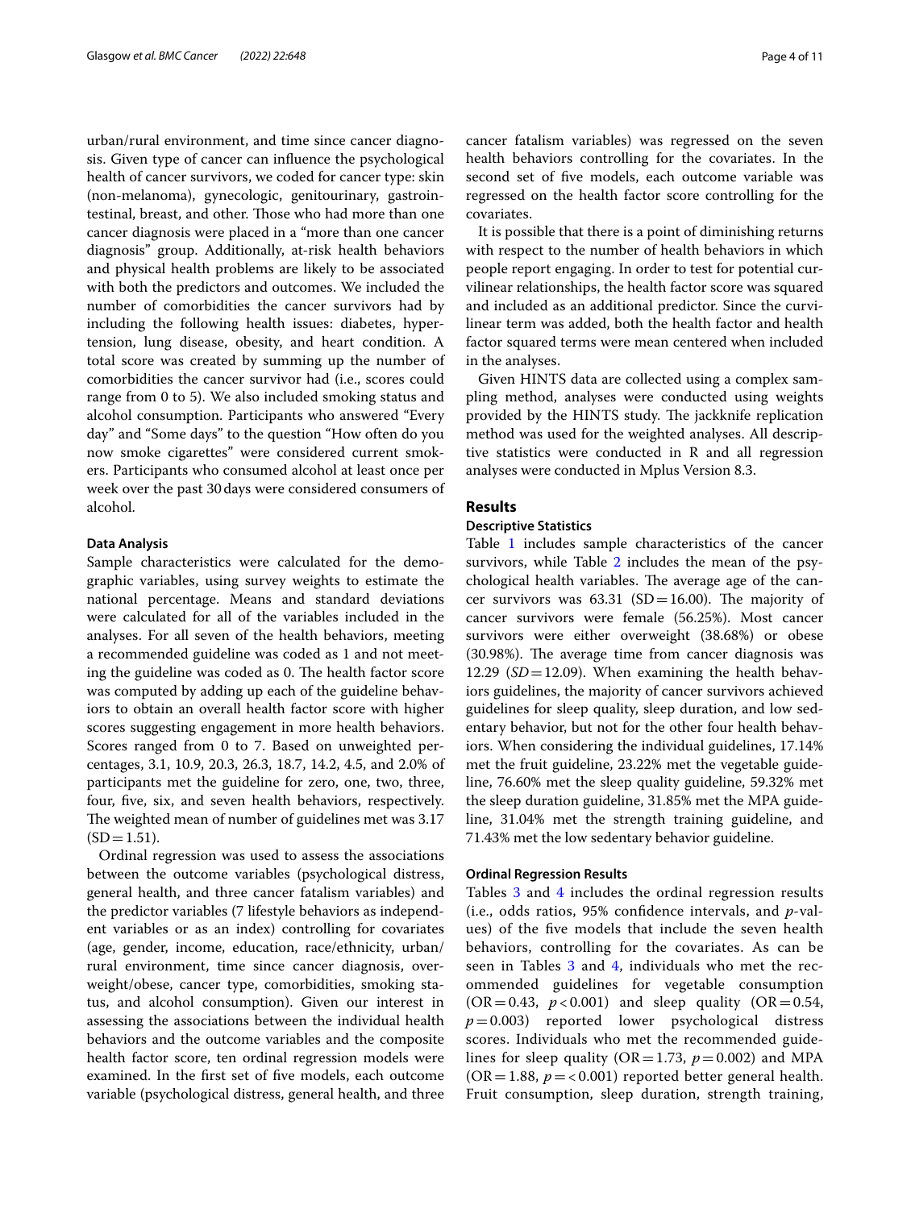urban/rural environment, and time since cancer diagnosis. Given type of cancer can influence the psychological health of cancer survivors, we coded for cancer type: skin (non-melanoma), gynecologic, genitourinary, gastrointestinal, breast, and other. Those who had more than one cancer diagnosis were placed in a "more than one cancer diagnosis" group. Additionally, at-risk health behaviors and physical health problems are likely to be associated with both the predictors and outcomes. We included the number of comorbidities the cancer survivors had by including the following health issues: diabetes, hypertension, lung disease, obesity, and heart condition. A total score was created by summing up the number of comorbidities the cancer survivor had (i.e., scores could range from 0 to 5). We also included smoking status and alcohol consumption. Participants who answered "Every day" and "Some days" to the question "How often do you now smoke cigarettes" were considered current smokers. Participants who consumed alcohol at least once per week over the past 30 days were considered consumers of alcohol.

#### Data Analysis

Sample characteristics were calculated for the demographic variables, using survey weights to estimate the national percentage. Means and standard deviations were calculated for all of the variables included in the analyses. For all seven of the health behaviors, meeting a recommended guideline was coded as 1 and not meeting the guideline was coded as 0. The health factor score was computed by adding up each of the guideline behaviors to obtain an overall health factor score with higher scores suggesting engagement in more health behaviors. Scores ranged from 0 to 7. Based on unweighted percentages, 3.1, 10.9, 20.3, 26.3, 18.7, 14.2, 4.5, and 2.0% of participants met the guideline for zero, one, two, three, four, five, six, and seven health behaviors, respectively. The weighted mean of number of guidelines met was 3.17 (SD = 1.51).

Ordinal regression was used to assess the associations between the outcome variables (psychological distress, general health, and three cancer fatalism variables) and the predictor variables (7 lifestyle behaviors as independent variables or as an index) controlling for covariates (age, gender, income, education, race/ethnicity, urban/rural environment, time since cancer diagnosis, overweight/obese, cancer type, comorbidities, smoking status, and alcohol consumption). Given our interest in assessing the associations between the individual health behaviors and the outcome variables and the composite health factor score, ten ordinal regression models were examined. In the first set of five models, each outcome variable (psychological distress, general health, and three cancer fatalism variables) was regressed on the seven health behaviors controlling for the covariates. In the second set of five models, each outcome variable was regressed on the health factor score controlling for the covariates.

It is possible that there is a point of diminishing returns with respect to the number of health behaviors in which people report engaging. In order to test for potential curvilinear relationships, the health factor score was squared and included as an additional predictor. Since the curvilinear term was added, both the health factor and health factor squared terms were mean centered when included in the analyses.

Given HINTS data are collected using a complex sampling method, analyses were conducted using weights provided by the HINTS study. The jackknife replication method was used for the weighted analyses. All descriptive statistics were conducted in R and all regression analyses were conducted in Mplus Version 8.3.

## Results

#### Descriptive Statistics

Table 1 includes sample characteristics of the cancer survivors, while Table 2 includes the mean of the psychological health variables. The average age of the cancer survivors was 63.31 (SD = 16.00). The majority of cancer survivors were female (56.25%). Most cancer survivors were either overweight (38.68%) or obese (30.98%). The average time from cancer diagnosis was 12.29 (*SD* = 12.09). When examining the health behaviors guidelines, the majority of cancer survivors achieved guidelines for sleep quality, sleep duration, and low sedentary behavior, but not for the other four health behaviors. When considering the individual guidelines, 17.14% met the fruit guideline, 23.22% met the vegetable guideline, 76.60% met the sleep quality guideline, 59.32% met the sleep duration guideline, 31.85% met the MPA guideline, 31.04% met the strength training guideline, and 71.43% met the low sedentary behavior guideline.

#### Ordinal Regression Results

Tables 3 and 4 includes the ordinal regression results (i.e., odds ratios, 95% confidence intervals, and $p$-values) of the five models that include the seven health behaviors, controlling for the covariates. As can be seen in Tables 3 and 4, individuals who met the recommended guidelines for vegetable consumption (OR = 0.43, $p < 0.001$) and sleep quality (OR = 0.54, $p = 0.003$) reported lower psychological distress scores. Individuals who met the recommended guidelines for sleep quality (OR = 1.73, $p = 0.002$) and MPA (OR = 1.88, $p = < 0.001$) reported better general health. Fruit consumption, sleep duration, strength training,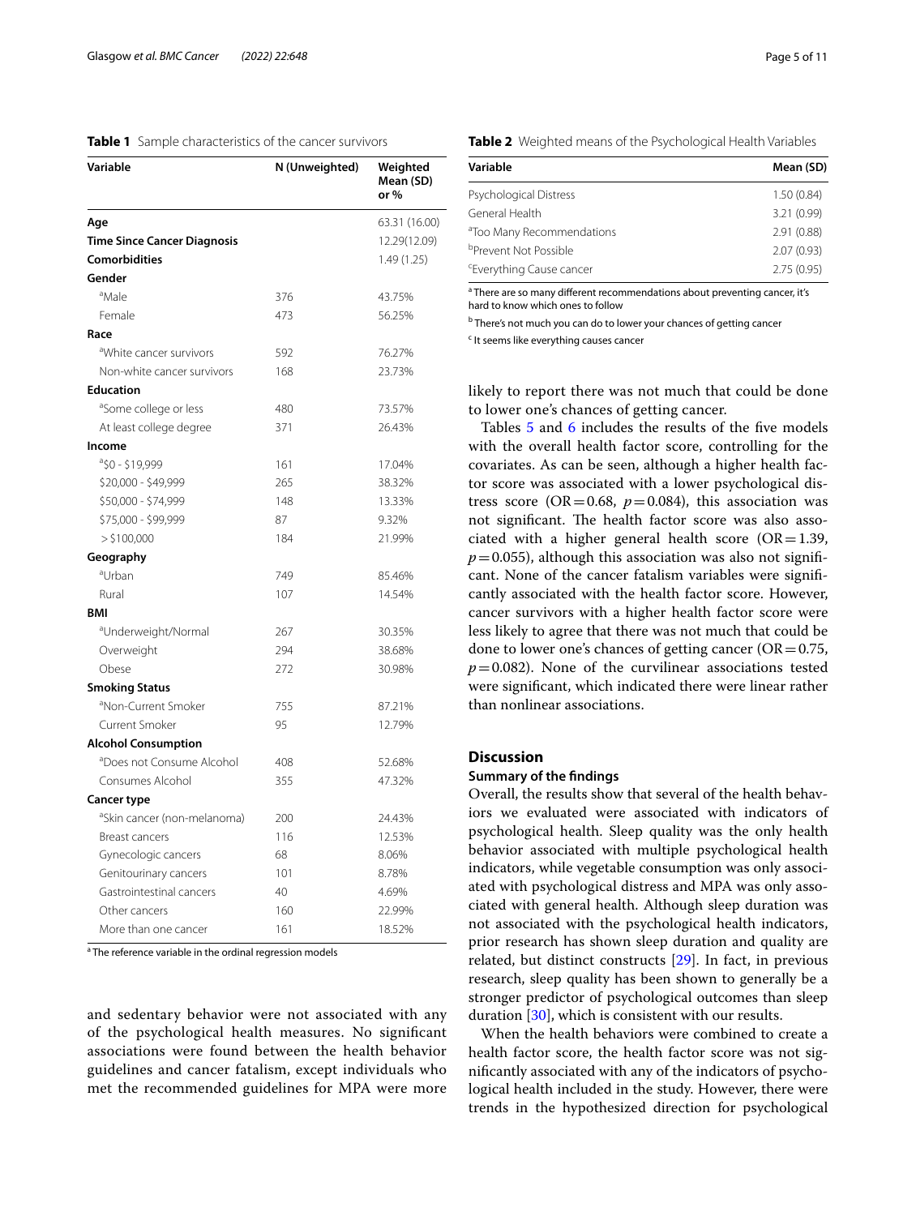**Table 1** Sample characteristics of the cancer survivors

| Variable | N (Unweighted) | Weighted Mean (SD) or % |
|---|---|---|
| **Age** | | 63.31 (16.00) |
| **Time Since Cancer Diagnosis** | | 12.29(12.09) |
| **Comorbidities** | | 1.49 (1.25) |
| **Gender** | | |
| [a]Male | 376 | 43.75% |
| Female | 473 | 56.25% |
| **Race** | | |
| [a]White cancer survivors | 592 | 76.27% |
| Non-white cancer survivors | 168 | 23.73% |
| **Education** | | |
| [a]Some college or less | 480 | 73.57% |
| At least college degree | 371 | 26.43% |
| **Income** | | |
| [a]$0 - $19,999 | 161 | 17.04% |
| $20,000 - $49,999 | 265 | 38.32% |
| $50,000 - $74,999 | 148 | 13.33% |
| $75,000 - $99,999 | 87 | 9.32% |
| > $100,000 | 184 | 21.99% |
| **Geography** | | |
| [a]Urban | 749 | 85.46% |
| Rural | 107 | 14.54% |
| **BMI** | | |
| [a]Underweight/Normal | 267 | 30.35% |
| Overweight | 294 | 38.68% |
| Obese | 272 | 30.98% |
| **Smoking Status** | | |
| [a]Non-Current Smoker | 755 | 87.21% |
| Current Smoker | 95 | 12.79% |
| **Alcohol Consumption** | | |
| [a]Does not Consume Alcohol | 408 | 52.68% |
| Consumes Alcohol | 355 | 47.32% |
| **Cancer type** | | |
| [a]Skin cancer (non-melanoma) | 200 | 24.43% |
| Breast cancers | 116 | 12.53% |
| Gynecologic cancers | 68 | 8.06% |
| Genitourinary cancers | 101 | 8.78% |
| Gastrointestinal cancers | 40 | 4.69% |
| Other cancers | 160 | 22.99% |
| More than one cancer | 161 | 18.52% |

[a] The reference variable in the ordinal regression models

**Table 2** Weighted means of the Psychological Health Variables

| Variable | Mean (SD) |
|---|---|
| Psychological Distress | 1.50 (0.84) |
| General Health | 3.21 (0.99) |
| [a]Too Many Recommendations | 2.91 (0.88) |
| [b]Prevent Not Possible | 2.07 (0.93) |
| [c]Everything Cause cancer | 2.75 (0.95) |

[a] There are so many different recommendations about preventing cancer, it's hard to know which ones to follow

[b] There's not much you can do to lower your chances of getting cancer

[c] It seems like everything causes cancer

and sedentary behavior were not associated with any of the psychological health measures. No significant associations were found between the health behavior guidelines and cancer fatalism, except individuals who met the recommended guidelines for MPA were more likely to report there was not much that could be done to lower one's chances of getting cancer.

Tables 5 and 6 includes the results of the five models with the overall health factor score, controlling for the covariates. As can be seen, although a higher health factor score was associated with a lower psychological distress score (OR = 0.68, $p = 0.084$), this association was not significant. The health factor score was also associated with a higher general health score (OR = 1.39, $p = 0.055$), although this association was also not significant. None of the cancer fatalism variables were significantly associated with the health factor score. However, cancer survivors with a higher health factor score were less likely to agree that there was not much that could be done to lower one's chances of getting cancer (OR = 0.75, $p = 0.082$). None of the curvilinear associations tested were significant, which indicated there were linear rather than nonlinear associations.

## Discussion

### Summary of the findings

Overall, the results show that several of the health behaviors we evaluated were associated with indicators of psychological health. Sleep quality was the only health behavior associated with multiple psychological health indicators, while vegetable consumption was only associated with psychological distress and MPA was only associated with general health. Although sleep duration was not associated with the psychological health indicators, prior research has shown sleep duration and quality are related, but distinct constructs [29]. In fact, in previous research, sleep quality has been shown to generally be a stronger predictor of psychological outcomes than sleep duration [30], which is consistent with our results.

When the health behaviors were combined to create a health factor score, the health factor score was not significantly associated with any of the indicators of psychological health included in the study. However, there were trends in the hypothesized direction for psychological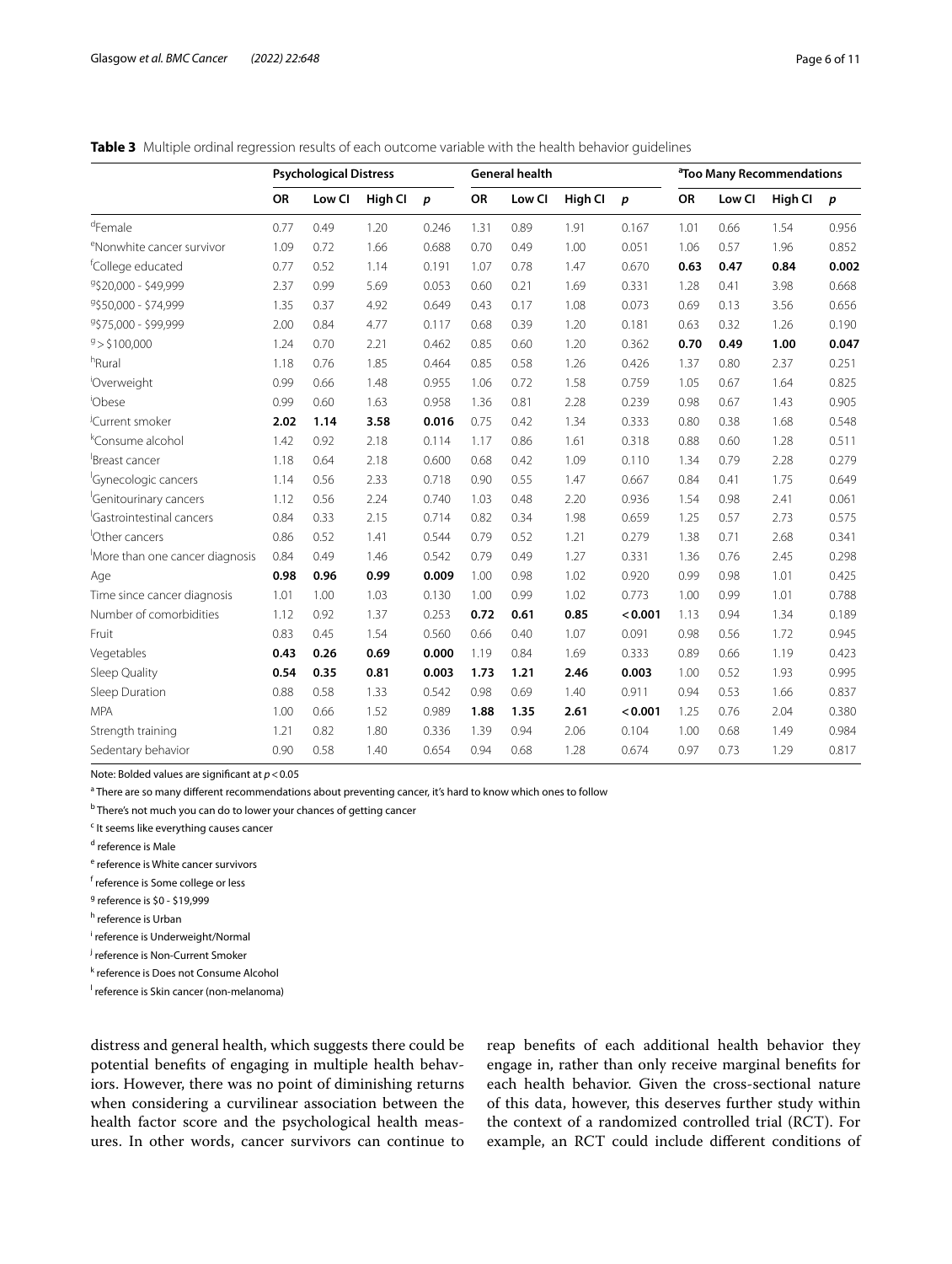**Table 3** Multiple ordinal regression results of each outcome variable with the health behavior guidelines

| | Psychological Distress | | | | General health | | | | [a]Too Many Recommendations | | | |
|---|---|---|---|---|---|---|---|---|---|---|---|---|
| | OR | Low CI | High CI | *p* | OR | Low CI | High CI | *p* | OR | Low CI | High CI | *p* |
| [d]Female | 0.77 | 0.49 | 1.20 | 0.246 | 1.31 | 0.89 | 1.91 | 0.167 | 1.01 | 0.66 | 1.54 | 0.956 |
| [e]Nonwhite cancer survivor | 1.09 | 0.72 | 1.66 | 0.688 | 0.70 | 0.49 | 1.00 | 0.051 | 1.06 | 0.57 | 1.96 | 0.852 |
| [f]College educated | 0.77 | 0.52 | 1.14 | 0.191 | 1.07 | 0.78 | 1.47 | 0.670 | **0.63** | **0.47** | **0.84** | **0.002** |
| [g]$20,000 - $49,999 | 2.37 | 0.99 | 5.69 | 0.053 | 0.60 | 0.21 | 1.69 | 0.331 | 1.28 | 0.41 | 3.98 | 0.668 |
| [g]$50,000 - $74,999 | 1.35 | 0.37 | 4.92 | 0.649 | 0.43 | 0.17 | 1.08 | 0.073 | 0.69 | 0.13 | 3.56 | 0.656 |
| [g]$75,000 - $99,999 | 2.00 | 0.84 | 4.77 | 0.117 | 0.68 | 0.39 | 1.20 | 0.181 | 0.63 | 0.32 | 1.26 | 0.190 |
| [g]> $100,000 | 1.24 | 0.70 | 2.21 | 0.462 | 0.85 | 0.60 | 1.20 | 0.362 | **0.70** | **0.49** | **1.00** | **0.047** |
| [h]Rural | 1.18 | 0.76 | 1.85 | 0.464 | 0.85 | 0.58 | 1.26 | 0.426 | 1.37 | 0.80 | 2.37 | 0.251 |
| [i]Overweight | 0.99 | 0.66 | 1.48 | 0.955 | 1.06 | 0.72 | 1.58 | 0.759 | 1.05 | 0.67 | 1.64 | 0.825 |
| [i]Obese | 0.99 | 0.60 | 1.63 | 0.958 | 1.36 | 0.81 | 2.28 | 0.239 | 0.98 | 0.67 | 1.43 | 0.905 |
| [j]Current smoker | **2.02** | **1.14** | **3.58** | **0.016** | 0.75 | 0.42 | 1.34 | 0.333 | 0.80 | 0.38 | 1.68 | 0.548 |
| [k]Consume alcohol | 1.42 | 0.92 | 2.18 | 0.114 | 1.17 | 0.86 | 1.61 | 0.318 | 0.88 | 0.60 | 1.28 | 0.511 |
| [l]Breast cancer | 1.18 | 0.64 | 2.18 | 0.600 | 0.68 | 0.42 | 1.09 | 0.110 | 1.34 | 0.79 | 2.28 | 0.279 |
| [l]Gynecologic cancers | 1.14 | 0.56 | 2.33 | 0.718 | 0.90 | 0.55 | 1.47 | 0.667 | 0.84 | 0.41 | 1.75 | 0.649 |
| [l]Genitourinary cancers | 1.12 | 0.56 | 2.24 | 0.740 | 1.03 | 0.48 | 2.20 | 0.936 | 1.54 | 0.98 | 2.41 | 0.061 |
| [l]Gastrointestinal cancers | 0.84 | 0.33 | 2.15 | 0.714 | 0.82 | 0.34 | 1.98 | 0.659 | 1.25 | 0.57 | 2.73 | 0.575 |
| [l]Other cancers | 0.86 | 0.52 | 1.41 | 0.544 | 0.79 | 0.52 | 1.21 | 0.279 | 1.38 | 0.71 | 2.68 | 0.341 |
| [l]More than one cancer diagnosis | 0.84 | 0.49 | 1.46 | 0.542 | 0.79 | 0.49 | 1.27 | 0.331 | 1.36 | 0.76 | 2.45 | 0.298 |
| Age | **0.98** | **0.96** | **0.99** | **0.009** | 1.00 | 0.98 | 1.02 | 0.920 | 0.99 | 0.98 | 1.01 | 0.425 |
| Time since cancer diagnosis | 1.01 | 1.00 | 1.03 | 0.130 | 1.00 | 0.99 | 1.02 | 0.773 | 1.00 | 0.99 | 1.01 | 0.788 |
| Number of comorbidities | 1.12 | 0.92 | 1.37 | 0.253 | **0.72** | **0.61** | **0.85** | **< 0.001** | 1.13 | 0.94 | 1.34 | 0.189 |
| Fruit | 0.83 | 0.45 | 1.54 | 0.560 | 0.66 | 0.40 | 1.07 | 0.091 | 0.98 | 0.56 | 1.72 | 0.945 |
| Vegetables | **0.43** | **0.26** | **0.69** | **0.000** | 1.19 | 0.84 | 1.69 | 0.333 | 0.89 | 0.66 | 1.19 | 0.423 |
| Sleep Quality | **0.54** | **0.35** | **0.81** | **0.003** | **1.73** | **1.21** | **2.46** | **0.003** | 1.00 | 0.52 | 1.93 | 0.995 |
| Sleep Duration | 0.88 | 0.58 | 1.33 | 0.542 | 0.98 | 0.69 | 1.40 | 0.911 | 0.94 | 0.53 | 1.66 | 0.837 |
| MPA | 1.00 | 0.66 | 1.52 | 0.989 | **1.88** | **1.35** | **2.61** | **< 0.001** | 1.25 | 0.76 | 2.04 | 0.380 |
| Strength training | 1.21 | 0.82 | 1.80 | 0.336 | 1.39 | 0.94 | 2.06 | 0.104 | 1.00 | 0.68 | 1.49 | 0.984 |
| Sedentary behavior | 0.90 | 0.58 | 1.40 | 0.654 | 0.94 | 0.68 | 1.28 | 0.674 | 0.97 | 0.73 | 1.29 | 0.817 |

Note: Bolded values are significant at $p < 0.05$

[a] There are so many different recommendations about preventing cancer, it's hard to know which ones to follow

[b] There's not much you can do to lower your chances of getting cancer

[c] It seems like everything causes cancer

[d] reference is Male

[e] reference is White cancer survivors

[f] reference is Some college or less

[g] reference is $0 - $19,999

[h] reference is Urban

[i] reference is Underweight/Normal

[j] reference is Non-Current Smoker

[k] reference is Does not Consume Alcohol

[l] reference is Skin cancer (non-melanoma)

distress and general health, which suggests there could be potential benefits of engaging in multiple health behaviors. However, there was no point of diminishing returns when considering a curvilinear association between the health factor score and the psychological health measures. In other words, cancer survivors can continue to reap benefits of each additional health behavior they engage in, rather than only receive marginal benefits for each health behavior. Given the cross-sectional nature of this data, however, this deserves further study within the context of a randomized controlled trial (RCT). For example, an RCT could include different conditions of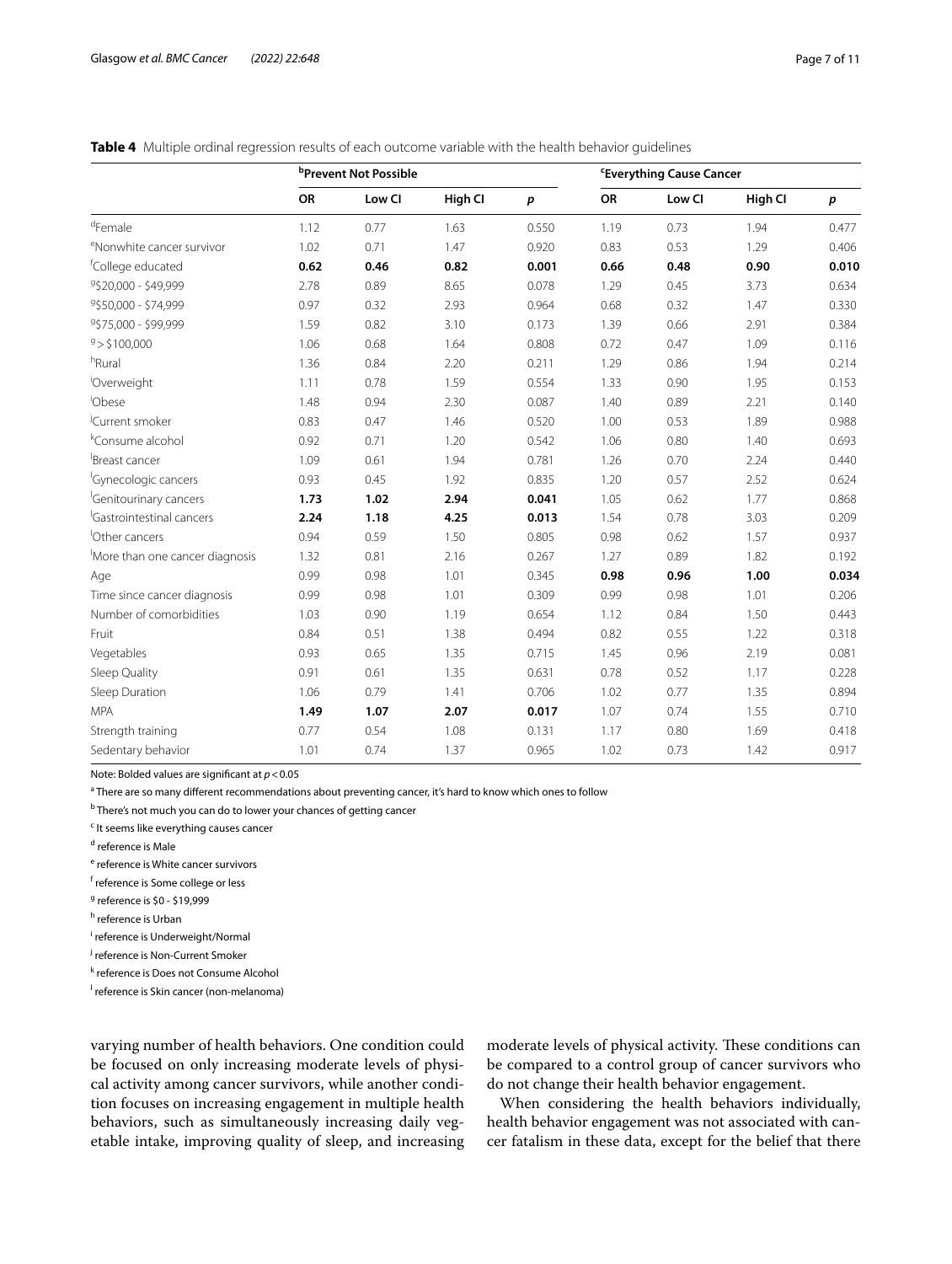**Table 4** Multiple ordinal regression results of each outcome variable with the health behavior guidelines

| | [b]Prevent Not Possible | | | | [c]Everything Cause Cancer | | | |
|---|---|---|---|---|---|---|---|---|
| | OR | Low CI | High CI | $p$ | OR | Low CI | High CI | $p$ |
| [d]Female | 1.12 | 0.77 | 1.63 | 0.550 | 1.19 | 0.73 | 1.94 | 0.477 |
| [e]Nonwhite cancer survivor | 1.02 | 0.71 | 1.47 | 0.920 | 0.83 | 0.53 | 1.29 | 0.406 |
| [f]College educated | **0.62** | **0.46** | **0.82** | **0.001** | **0.66** | **0.48** | **0.90** | **0.010** |
| [g]$20,000 - $49,999 | 2.78 | 0.89 | 8.65 | 0.078 | 1.29 | 0.45 | 3.73 | 0.634 |
| [g]$50,000 - $74,999 | 0.97 | 0.32 | 2.93 | 0.964 | 0.68 | 0.32 | 1.47 | 0.330 |
| [g]$75,000 - $99,999 | 1.59 | 0.82 | 3.10 | 0.173 | 1.39 | 0.66 | 2.91 | 0.384 |
| [g]> $100,000 | 1.06 | 0.68 | 1.64 | 0.808 | 0.72 | 0.47 | 1.09 | 0.116 |
| [h]Rural | 1.36 | 0.84 | 2.20 | 0.211 | 1.29 | 0.86 | 1.94 | 0.214 |
| [i]Overweight | 1.11 | 0.78 | 1.59 | 0.554 | 1.33 | 0.90 | 1.95 | 0.153 |
| [i]Obese | 1.48 | 0.94 | 2.30 | 0.087 | 1.40 | 0.89 | 2.21 | 0.140 |
| [j]Current smoker | 0.83 | 0.47 | 1.46 | 0.520 | 1.00 | 0.53 | 1.89 | 0.988 |
| [k]Consume alcohol | 0.92 | 0.71 | 1.20 | 0.542 | 1.06 | 0.80 | 1.40 | 0.693 |
| [l]Breast cancer | 1.09 | 0.61 | 1.94 | 0.781 | 1.26 | 0.70 | 2.24 | 0.440 |
| [l]Gynecologic cancers | 0.93 | 0.45 | 1.92 | 0.835 | 1.20 | 0.57 | 2.52 | 0.624 |
| [l]Genitourinary cancers | **1.73** | **1.02** | **2.94** | **0.041** | 1.05 | 0.62 | 1.77 | 0.868 |
| [l]Gastrointestinal cancers | **2.24** | **1.18** | **4.25** | **0.013** | 1.54 | 0.78 | 3.03 | 0.209 |
| [l]Other cancers | 0.94 | 0.59 | 1.50 | 0.805 | 0.98 | 0.62 | 1.57 | 0.937 |
| [l]More than one cancer diagnosis | 1.32 | 0.81 | 2.16 | 0.267 | 1.27 | 0.89 | 1.82 | 0.192 |
| Age | 0.99 | 0.98 | 1.01 | 0.345 | **0.98** | **0.96** | **1.00** | **0.034** |
| Time since cancer diagnosis | 0.99 | 0.98 | 1.01 | 0.309 | 0.99 | 0.98 | 1.01 | 0.206 |
| Number of comorbidities | 1.03 | 0.90 | 1.19 | 0.654 | 1.12 | 0.84 | 1.50 | 0.443 |
| Fruit | 0.84 | 0.51 | 1.38 | 0.494 | 0.82 | 0.55 | 1.22 | 0.318 |
| Vegetables | 0.93 | 0.65 | 1.35 | 0.715 | 1.45 | 0.96 | 2.19 | 0.081 |
| Sleep Quality | 0.91 | 0.61 | 1.35 | 0.631 | 0.78 | 0.52 | 1.17 | 0.228 |
| Sleep Duration | 1.06 | 0.79 | 1.41 | 0.706 | 1.02 | 0.77 | 1.35 | 0.894 |
| MPA | **1.49** | **1.07** | **2.07** | **0.017** | 1.07 | 0.74 | 1.55 | 0.710 |
| Strength training | 0.77 | 0.54 | 1.08 | 0.131 | 1.17 | 0.80 | 1.69 | 0.418 |
| Sedentary behavior | 1.01 | 0.74 | 1.37 | 0.965 | 1.02 | 0.73 | 1.42 | 0.917 |

Note: Bolded values are significant at $p < 0.05$

[a] There are so many different recommendations about preventing cancer, it's hard to know which ones to follow

[b] There's not much you can do to lower your chances of getting cancer

[c] It seems like everything causes cancer

[d] reference is Male

[e] reference is White cancer survivors

[f] reference is Some college or less

[g] reference is $0 - $19,999

[h] reference is Urban

[i] reference is Underweight/Normal

[j] reference is Non-Current Smoker

[k] reference is Does not Consume Alcohol

[l] reference is Skin cancer (non-melanoma)

varying number of health behaviors. One condition could be focused on only increasing moderate levels of physical activity among cancer survivors, while another condition focuses on increasing engagement in multiple health behaviors, such as simultaneously increasing daily vegetable intake, improving quality of sleep, and increasing moderate levels of physical activity. These conditions can be compared to a control group of cancer survivors who do not change their health behavior engagement.

When considering the health behaviors individually, health behavior engagement was not associated with cancer fatalism in these data, except for the belief that there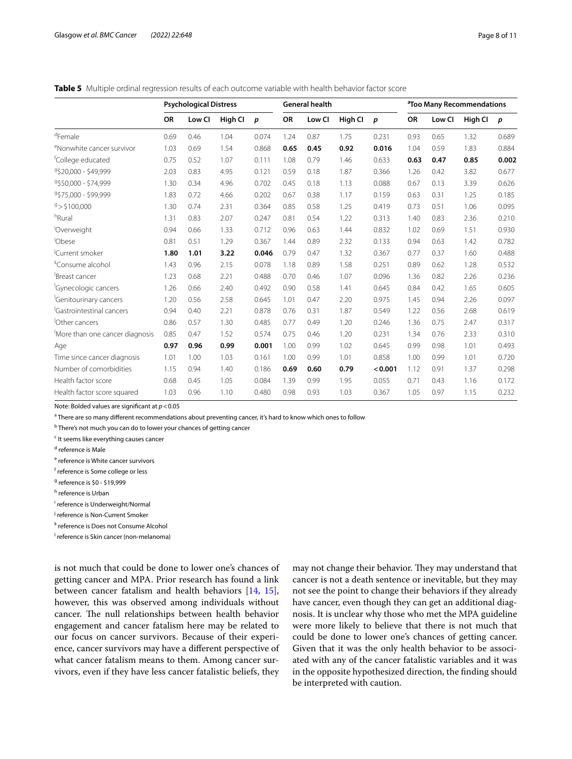**Table 5** Multiple ordinal regression results of each outcome variable with health behavior factor score

| | Psychological Distress | | | | General health | | | | [a]Too Many Recommendations | | | |
|---|---|---|---|---|---|---|---|---|---|---|---|---|
| | OR | Low CI | High CI | p | OR | Low CI | High CI | p | OR | Low CI | High CI | p |
| [d]Female | 0.69 | 0.46 | 1.04 | 0.074 | 1.24 | 0.87 | 1.75 | 0.231 | 0.93 | 0.65 | 1.32 | 0.689 |
| [e]Nonwhite cancer survivor | 1.03 | 0.69 | 1.54 | 0.868 | **0.65** | **0.45** | **0.92** | **0.016** | 1.04 | 0.59 | 1.83 | 0.884 |
| [f]College educated | 0.75 | 0.52 | 1.07 | 0.111 | 1.08 | 0.79 | 1.46 | 0.633 | **0.63** | **0.47** | **0.85** | **0.002** |
| [g]$20,000 - $49,999 | 2.03 | 0.83 | 4.95 | 0.121 | 0.59 | 0.18 | 1.87 | 0.366 | 1.26 | 0.42 | 3.82 | 0.677 |
| [g]$50,000 - $74,999 | 1.30 | 0.34 | 4.96 | 0.702 | 0.45 | 0.18 | 1.13 | 0.088 | 0.67 | 0.13 | 3.39 | 0.626 |
| [g]$75,000 - $99,999 | 1.83 | 0.72 | 4.66 | 0.202 | 0.67 | 0.38 | 1.17 | 0.159 | 0.63 | 0.31 | 1.25 | 0.185 |
| [g]> $100,000 | 1.30 | 0.74 | 2.31 | 0.364 | 0.85 | 0.58 | 1.25 | 0.419 | 0.73 | 0.51 | 1.06 | 0.095 |
| [h]Rural | 1.31 | 0.83 | 2.07 | 0.247 | 0.81 | 0.54 | 1.22 | 0.313 | 1.40 | 0.83 | 2.36 | 0.210 |
| [i]Overweight | 0.94 | 0.66 | 1.33 | 0.712 | 0.96 | 0.63 | 1.44 | 0.832 | 1.02 | 0.69 | 1.51 | 0.930 |
| [i]Obese | 0.81 | 0.51 | 1.29 | 0.367 | 1.44 | 0.89 | 2.32 | 0.133 | 0.94 | 0.63 | 1.42 | 0.782 |
| [j]Current smoker | **1.80** | **1.01** | **3.22** | **0.046** | 0.79 | 0.47 | 1.32 | 0.367 | 0.77 | 0.37 | 1.60 | 0.488 |
| [k]Consume alcohol | 1.43 | 0.96 | 2.15 | 0.078 | 1.18 | 0.89 | 1.58 | 0.251 | 0.89 | 0.62 | 1.28 | 0.532 |
| [l]Breast cancer | 1.23 | 0.68 | 2.21 | 0.488 | 0.70 | 0.46 | 1.07 | 0.096 | 1.36 | 0.82 | 2.26 | 0.236 |
| [l]Gynecologic cancers | 1.26 | 0.66 | 2.40 | 0.492 | 0.90 | 0.58 | 1.41 | 0.645 | 0.84 | 0.42 | 1.65 | 0.605 |
| [l]Genitourinary cancers | 1.20 | 0.56 | 2.58 | 0.645 | 1.01 | 0.47 | 2.20 | 0.975 | 1.45 | 0.94 | 2.26 | 0.097 |
| [l]Gastrointestinal cancers | 0.94 | 0.40 | 2.21 | 0.878 | 0.76 | 0.31 | 1.87 | 0.549 | 1.22 | 0.56 | 2.68 | 0.619 |
| [l]Other cancers | 0.86 | 0.57 | 1.30 | 0.485 | 0.77 | 0.49 | 1.20 | 0.246 | 1.36 | 0.75 | 2.47 | 0.317 |
| [l]More than one cancer diagnosis | 0.85 | 0.47 | 1.52 | 0.574 | 0.75 | 0.46 | 1.20 | 0.231 | 1.34 | 0.76 | 2.33 | 0.310 |
| Age | **0.97** | **0.96** | **0.99** | **0.001** | 1.00 | 0.99 | 1.02 | 0.645 | 0.99 | 0.98 | 1.01 | 0.493 |
| Time since cancer diagnosis | 1.01 | 1.00 | 1.03 | 0.161 | 1.00 | 0.99 | 1.01 | 0.858 | 1.00 | 0.99 | 1.01 | 0.720 |
| Number of comorbidities | 1.15 | 0.94 | 1.40 | 0.186 | **0.69** | **0.60** | **0.79** | **< 0.001** | 1.12 | 0.91 | 1.37 | 0.298 |
| Health factor score | 0.68 | 0.45 | 1.05 | 0.084 | 1.39 | 0.99 | 1.95 | 0.055 | 0.71 | 0.43 | 1.16 | 0.172 |
| Health factor score squared | 1.03 | 0.96 | 1.10 | 0.480 | 0.98 | 0.93 | 1.03 | 0.367 | 1.05 | 0.97 | 1.15 | 0.232 |

Note: Bolded values are significant at $p < 0.05$

[a] There are so many different recommendations about preventing cancer, it's hard to know which ones to follow

[b] There's not much you can do to lower your chances of getting cancer

[c] It seems like everything causes cancer

[d] reference is Male

[e] reference is White cancer survivors

[f] reference is Some college or less

[g] reference is $0 - $19,999

[h] reference is Urban

[i] reference is Underweight/Normal

[j] reference is Non-Current Smoker

[k] reference is Does not Consume Alcohol

[l] reference is Skin cancer (non-melanoma)

is not much that could be done to lower one's chances of getting cancer and MPA. Prior research has found a link between cancer fatalism and health behaviors [14, 15], however, this was observed among individuals without cancer. The null relationships between health behavior engagement and cancer fatalism here may be related to our focus on cancer survivors. Because of their experience, cancer survivors may have a different perspective of what cancer fatalism means to them. Among cancer survivors, even if they have less cancer fatalistic beliefs, they may not change their behavior. They may understand that cancer is not a death sentence or inevitable, but they may not see the point to change their behaviors if they already have cancer, even though they can get an additional diagnosis. It is unclear why those who met the MPA guideline were more likely to believe that there is not much that could be done to lower one's chances of getting cancer. Given that it was the only health behavior to be associated with any of the cancer fatalistic variables and it was in the opposite hypothesized direction, the finding should be interpreted with caution.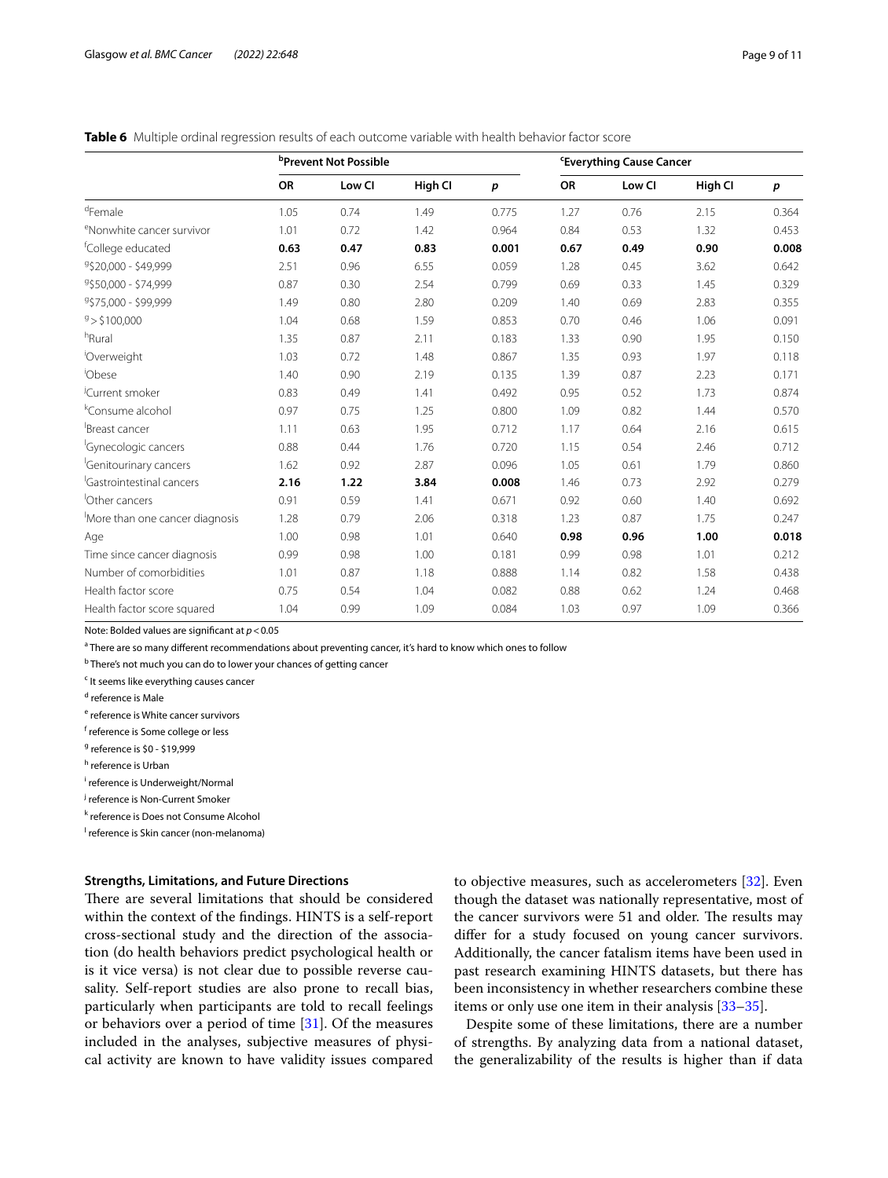**Table 6** Multiple ordinal regression results of each outcome variable with health behavior factor score

| | [b]Prevent Not Possible | | | | [c]Everything Cause Cancer | | | |
|---|---|---|---|---|---|---|---|---|
| | OR | Low CI | High CI | *p* | OR | Low CI | High CI | *p* |
| [d]Female | 1.05 | 0.74 | 1.49 | 0.775 | 1.27 | 0.76 | 2.15 | 0.364 |
| [e]Nonwhite cancer survivor | 1.01 | 0.72 | 1.42 | 0.964 | 0.84 | 0.53 | 1.32 | 0.453 |
| [f]College educated | **0.63** | **0.47** | **0.83** | **0.001** | **0.67** | **0.49** | **0.90** | **0.008** |
| [g]\$20,000 - \$49,999 | 2.51 | 0.96 | 6.55 | 0.059 | 1.28 | 0.45 | 3.62 | 0.642 |
| [g]\$50,000 - \$74,999 | 0.87 | 0.30 | 2.54 | 0.799 | 0.69 | 0.33 | 1.45 | 0.329 |
| [g]\$75,000 - \$99,999 | 1.49 | 0.80 | 2.80 | 0.209 | 1.40 | 0.69 | 2.83 | 0.355 |
| [g]> \$100,000 | 1.04 | 0.68 | 1.59 | 0.853 | 0.70 | 0.46 | 1.06 | 0.091 |
| [h]Rural | 1.35 | 0.87 | 2.11 | 0.183 | 1.33 | 0.90 | 1.95 | 0.150 |
| [i]Overweight | 1.03 | 0.72 | 1.48 | 0.867 | 1.35 | 0.93 | 1.97 | 0.118 |
| [i]Obese | 1.40 | 0.90 | 2.19 | 0.135 | 1.39 | 0.87 | 2.23 | 0.171 |
| [j]Current smoker | 0.83 | 0.49 | 1.41 | 0.492 | 0.95 | 0.52 | 1.73 | 0.874 |
| [k]Consume alcohol | 0.97 | 0.75 | 1.25 | 0.800 | 1.09 | 0.82 | 1.44 | 0.570 |
| [l]Breast cancer | 1.11 | 0.63 | 1.95 | 0.712 | 1.17 | 0.64 | 2.16 | 0.615 |
| [l]Gynecologic cancers | 0.88 | 0.44 | 1.76 | 0.720 | 1.15 | 0.54 | 2.46 | 0.712 |
| [l]Genitourinary cancers | 1.62 | 0.92 | 2.87 | 0.096 | 1.05 | 0.61 | 1.79 | 0.860 |
| [l]Gastrointestinal cancers | **2.16** | **1.22** | **3.84** | **0.008** | 1.46 | 0.73 | 2.92 | 0.279 |
| [l]Other cancers | 0.91 | 0.59 | 1.41 | 0.671 | 0.92 | 0.60 | 1.40 | 0.692 |
| [l]More than one cancer diagnosis | 1.28 | 0.79 | 2.06 | 0.318 | 1.23 | 0.87 | 1.75 | 0.247 |
| Age | 1.00 | 0.98 | 1.01 | 0.640 | **0.98** | **0.96** | **1.00** | **0.018** |
| Time since cancer diagnosis | 0.99 | 0.98 | 1.00 | 0.181 | 0.99 | 0.98 | 1.01 | 0.212 |
| Number of comorbidities | 1.01 | 0.87 | 1.18 | 0.888 | 1.14 | 0.82 | 1.58 | 0.438 |
| Health factor score | 0.75 | 0.54 | 1.04 | 0.082 | 0.88 | 0.62 | 1.24 | 0.468 |
| Health factor score squared | 1.04 | 0.99 | 1.09 | 0.084 | 1.03 | 0.97 | 1.09 | 0.366 |

Note: Bolded values are significant at $p < 0.05$

[a] There are so many different recommendations about preventing cancer, it's hard to know which ones to follow

[b] There's not much you can do to lower your chances of getting cancer

[c] It seems like everything causes cancer

[d] reference is Male

[e] reference is White cancer survivors

[f] reference is Some college or less

[g] reference is \$0 - \$19,999

[h] reference is Urban

[i] reference is Underweight/Normal

[j] reference is Non-Current Smoker

[k] reference is Does not Consume Alcohol

[l] reference is Skin cancer (non-melanoma)

### Strengths, Limitations, and Future Directions

There are several limitations that should be considered within the context of the findings. HINTS is a self-report cross-sectional study and the direction of the association (do health behaviors predict psychological health or is it vice versa) is not clear due to possible reverse causality. Self-report studies are also prone to recall bias, particularly when participants are told to recall feelings or behaviors over a period of time [31]. Of the measures included in the analyses, subjective measures of physical activity are known to have validity issues compared to objective measures, such as accelerometers [32]. Even though the dataset was nationally representative, most of the cancer survivors were 51 and older. The results may differ for a study focused on young cancer survivors. Additionally, the cancer fatalism items have been used in past research examining HINTS datasets, but there has been inconsistency in whether researchers combine these items or only use one item in their analysis [33–35].

Despite some of these limitations, there are a number of strengths. By analyzing data from a national dataset, the generalizability of the results is higher than if data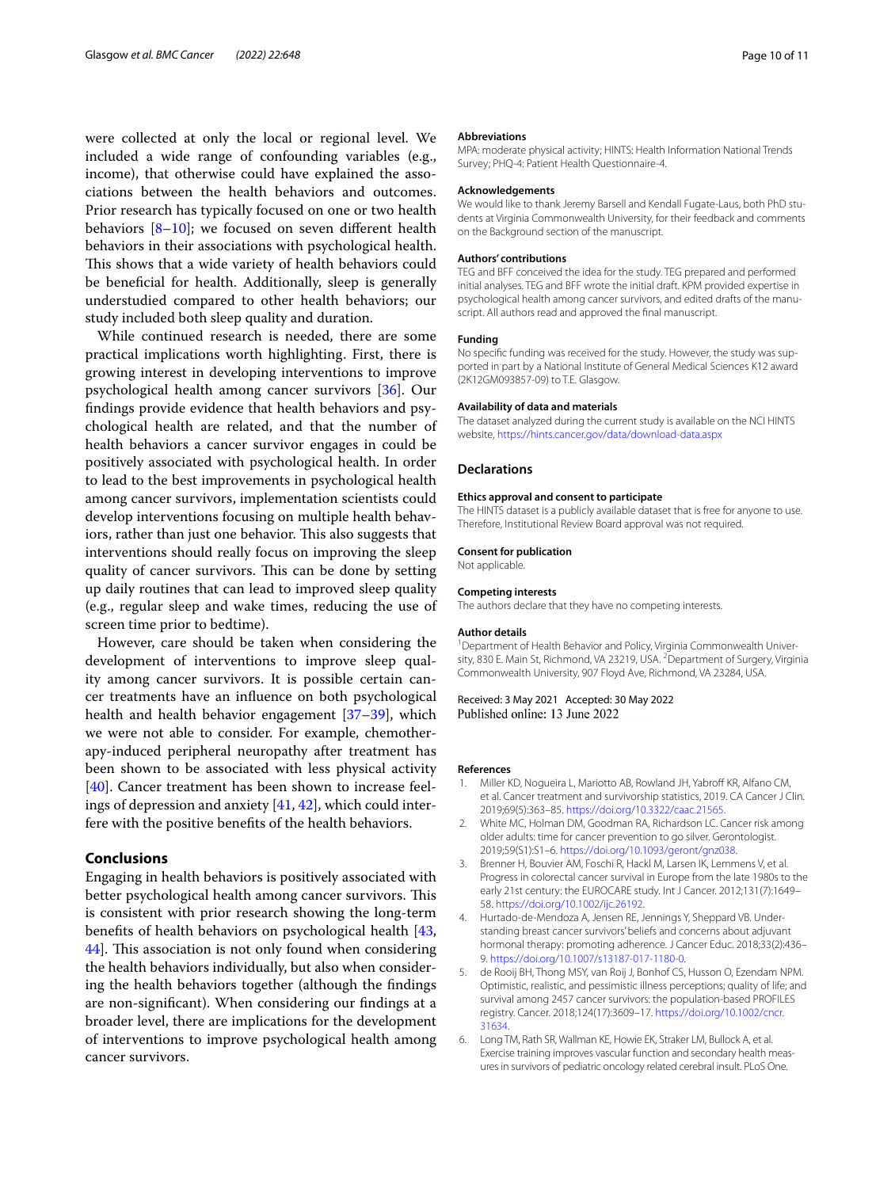were collected at only the local or regional level. We included a wide range of confounding variables (e.g., income), that otherwise could have explained the associations between the health behaviors and outcomes. Prior research has typically focused on one or two health behaviors [8–10]; we focused on seven different health behaviors in their associations with psychological health. This shows that a wide variety of health behaviors could be beneficial for health. Additionally, sleep is generally understudied compared to other health behaviors; our study included both sleep quality and duration.

While continued research is needed, there are some practical implications worth highlighting. First, there is growing interest in developing interventions to improve psychological health among cancer survivors [36]. Our findings provide evidence that health behaviors and psychological health are related, and that the number of health behaviors a cancer survivor engages in could be positively associated with psychological health. In order to lead to the best improvements in psychological health among cancer survivors, implementation scientists could develop interventions focusing on multiple health behaviors, rather than just one behavior. This also suggests that interventions should really focus on improving the sleep quality of cancer survivors. This can be done by setting up daily routines that can lead to improved sleep quality (e.g., regular sleep and wake times, reducing the use of screen time prior to bedtime).

However, care should be taken when considering the development of interventions to improve sleep quality among cancer survivors. It is possible certain cancer treatments have an influence on both psychological health and health behavior engagement [37–39], which we were not able to consider. For example, chemotherapy-induced peripheral neuropathy after treatment has been shown to be associated with less physical activity [40]. Cancer treatment has been shown to increase feelings of depression and anxiety [41, 42], which could interfere with the positive benefits of the health behaviors.

## Conclusions

Engaging in health behaviors is positively associated with better psychological health among cancer survivors. This is consistent with prior research showing the long-term benefits of health behaviors on psychological health [43, 44]. This association is not only found when considering the health behaviors individually, but also when considering the health behaviors together (although the findings are non-significant). When considering our findings at a broader level, there are implications for the development of interventions to improve psychological health among cancer survivors.

#### Abbreviations

MPA: moderate physical activity; HINTS: Health Information National Trends Survey; PHQ-4: Patient Health Questionnaire-4.

#### Acknowledgements

We would like to thank Jeremy Barsell and Kendall Fugate-Laus, both PhD students at Virginia Commonwealth University, for their feedback and comments on the Background section of the manuscript.

#### Authors' contributions

TEG and BFF conceived the idea for the study. TEG prepared and performed initial analyses. TEG and BFF wrote the initial draft. KPM provided expertise in psychological health among cancer survivors, and edited drafts of the manuscript. All authors read and approved the final manuscript.

#### Funding

No specific funding was received for the study. However, the study was supported in part by a National Institute of General Medical Sciences K12 award (2K12GM093857-09) to T.E. Glasgow.

#### Availability of data and materials

The dataset analyzed during the current study is available on the NCI HINTS website, https://hints.cancer.gov/data/download-data.aspx

### Declarations

#### Ethics approval and consent to participate

The HINTS dataset is a publicly available dataset that is free for anyone to use. Therefore, Institutional Review Board approval was not required.

#### Consent for publication

Not applicable.

#### Competing interests

The authors declare that they have no competing interests.

#### Author details

[1] Department of Health Behavior and Policy, Virginia Commonwealth University, 830 E. Main St, Richmond, VA 23219, USA. [2] Department of Surgery, Virginia Commonwealth University, 907 Floyd Ave, Richmond, VA 23284, USA.

Received: 3 May 2021 Accepted: 30 May 2022
Published online: 13 June 2022

#### References

1. Miller KD, Nogueira L, Mariotto AB, Rowland JH, Yabroff KR, Alfano CM, et al. Cancer treatment and survivorship statistics, 2019. CA Cancer J Clin. 2019;69(5):363–85. https://doi.org/10.3322/caac.21565.
2. White MC, Holman DM, Goodman RA, Richardson LC. Cancer risk among older adults: time for cancer prevention to go silver. Gerontologist. 2019;59(S1):S1–6. https://doi.org/10.1093/geront/gnz038.
3. Brenner H, Bouvier AM, Foschi R, Hackl M, Larsen IK, Lemmens V, et al. Progress in colorectal cancer survival in Europe from the late 1980s to the early 21st century: the EUROCARE study. Int J Cancer. 2012;131(7):1649–58. https://doi.org/10.1002/ijc.26192.
4. Hurtado-de-Mendoza A, Jensen RE, Jennings Y, Sheppard VB. Understanding breast cancer survivors' beliefs and concerns about adjuvant hormonal therapy: promoting adherence. J Cancer Educ. 2018;33(2):436–9. https://doi.org/10.1007/s13187-017-1180-0.
5. de Rooij BH, Thong MSY, van Roij J, Bonhof CS, Husson O, Ezendam NPM. Optimistic, realistic, and pessimistic illness perceptions; quality of life; and survival among 2457 cancer survivors: the population-based PROFILES registry. Cancer. 2018;124(17):3609–17. https://doi.org/10.1002/cncr.31634.
6. Long TM, Rath SR, Wallman KE, Howie EK, Straker LM, Bullock A, et al. Exercise training improves vascular function and secondary health measures in survivors of pediatric oncology related cerebral insult. PLoS One.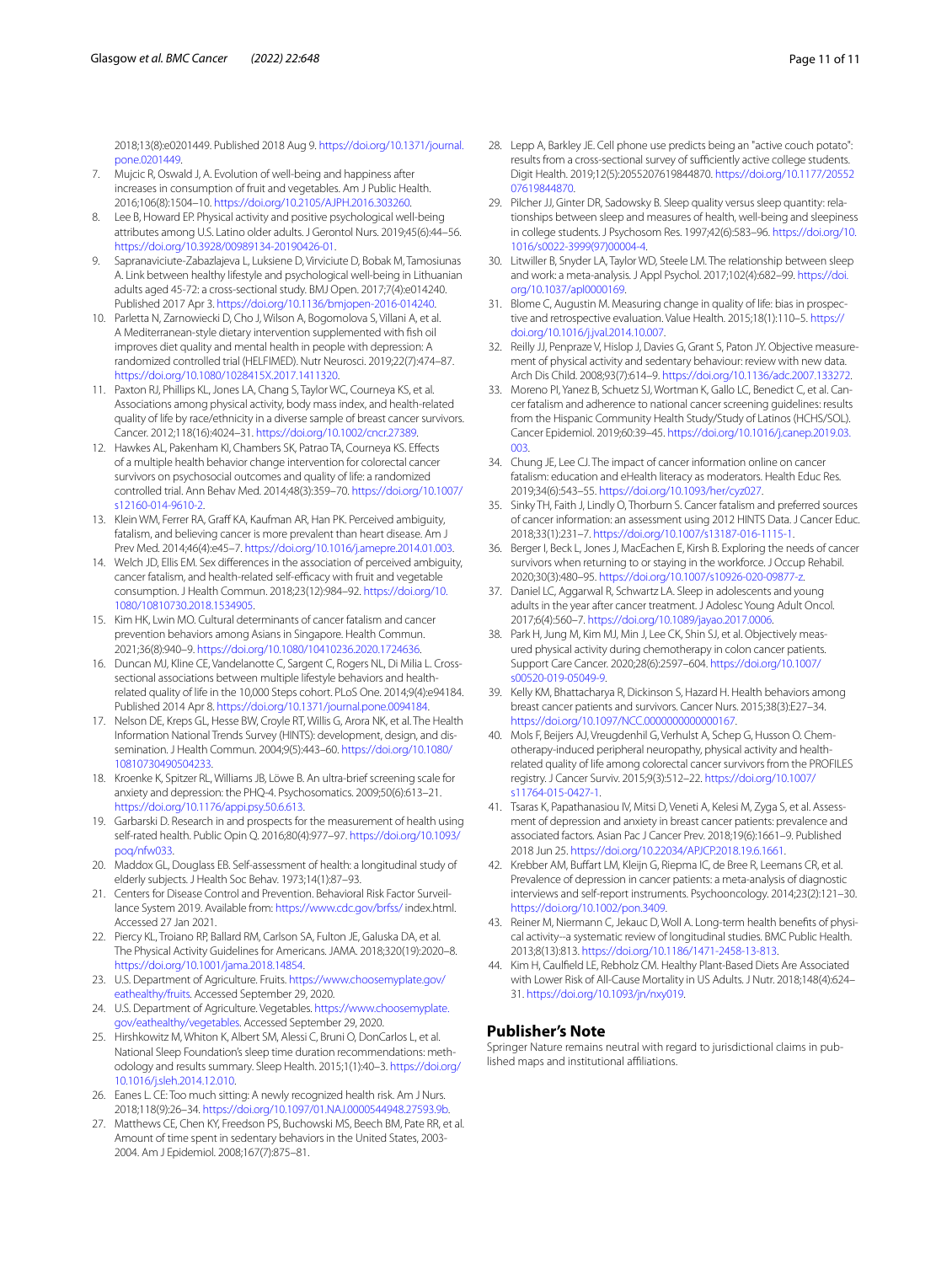2018;13(8):e0201449. Published 2018 Aug 9. https://doi.org/10.1371/journal.pone.0201449.

7. Mujcic R, Oswald J, A. Evolution of well-being and happiness after increases in consumption of fruit and vegetables. Am J Public Health. 2016;106(8):1504–10. https://doi.org/10.2105/AJPH.2016.303260.
8. Lee B, Howard EP. Physical activity and positive psychological well-being attributes among U.S. Latino older adults. J Gerontol Nurs. 2019;45(6):44–56. https://doi.org/10.3928/00989134-20190426-01.
9. Sapranaviciute-Zabazlajeva L, Luksiene D, Virviciute D, Bobak M, Tamosiunas A. Link between healthy lifestyle and psychological well-being in Lithuanian adults aged 45-72: a cross-sectional study. BMJ Open. 2017;7(4):e014240. Published 2017 Apr 3. https://doi.org/10.1136/bmjopen-2016-014240.
10. Parletta N, Zarnowiecki D, Cho J, Wilson A, Bogomolova S, Villani A, et al. A Mediterranean-style dietary intervention supplemented with fish oil improves diet quality and mental health in people with depression: A randomized controlled trial (HELFIMED). Nutr Neurosci. 2019;22(7):474–87. https://doi.org/10.1080/1028415X.2017.1411320.
11. Paxton RJ, Phillips KL, Jones LA, Chang S, Taylor WC, Courneya KS, et al. Associations among physical activity, body mass index, and health-related quality of life by race/ethnicity in a diverse sample of breast cancer survivors. Cancer. 2012;118(16):4024–31. https://doi.org/10.1002/cncr.27389.
12. Hawkes AL, Pakenham KI, Chambers SK, Patrao TA, Courneya KS. Effects of a multiple health behavior change intervention for colorectal cancer survivors on psychosocial outcomes and quality of life: a randomized controlled trial. Ann Behav Med. 2014;48(3):359–70. https://doi.org/10.1007/s12160-014-9610-2.
13. Klein WM, Ferrer RA, Graff KA, Kaufman AR, Han PK. Perceived ambiguity, fatalism, and believing cancer is more prevalent than heart disease. Am J Prev Med. 2014;46(4):e45–7. https://doi.org/10.1016/j.amepre.2014.01.003.
14. Welch JD, Ellis EM. Sex differences in the association of perceived ambiguity, cancer fatalism, and health-related self-efficacy with fruit and vegetable consumption. J Health Commun. 2018;23(12):984–92. https://doi.org/10.1080/10810730.2018.1534905.
15. Kim HK, Lwin MO. Cultural determinants of cancer fatalism and cancer prevention behaviors among Asians in Singapore. Health Commun. 2021;36(8):940–9. https://doi.org/10.1080/10410236.2020.1724636.
16. Duncan MJ, Kline CE, Vandelanotte C, Sargent C, Rogers NL, Di Milia L. Cross-sectional associations between multiple lifestyle behaviors and health-related quality of life in the 10,000 Steps cohort. PLoS One. 2014;9(4):e94184. Published 2014 Apr 8. https://doi.org/10.1371/journal.pone.0094184.
17. Nelson DE, Kreps GL, Hesse BW, Croyle RT, Willis G, Arora NK, et al. The Health Information National Trends Survey (HINTS): development, design, and dissemination. J Health Commun. 2004;9(5):443–60. https://doi.org/10.1080/10810730490504233.
18. Kroenke K, Spitzer RL, Williams JB, Löwe B. An ultra-brief screening scale for anxiety and depression: the PHQ-4. Psychosomatics. 2009;50(6):613–21. https://doi.org/10.1176/appi.psy.50.6.613.
19. Garbarski D. Research in and prospects for the measurement of health using self-rated health. Public Opin Q. 2016;80(4):977–97. https://doi.org/10.1093/poq/nfw033.
20. Maddox GL, Douglass EB. Self-assessment of health: a longitudinal study of elderly subjects. J Health Soc Behav. 1973;14(1):87–93.
21. Centers for Disease Control and Prevention. Behavioral Risk Factor Surveillance System 2019. Available from: https://www.cdc.gov/brfss/ index.html. Accessed 27 Jan 2021.
22. Piercy KL, Troiano RP, Ballard RM, Carlson SA, Fulton JE, Galuska DA, et al. The Physical Activity Guidelines for Americans. JAMA. 2018;320(19):2020–8. https://doi.org/10.1001/jama.2018.14854.
23. U.S. Department of Agriculture. Fruits. https://www.choosemyplate.gov/eathealthy/fruits. Accessed September 29, 2020.
24. U.S. Department of Agriculture. Vegetables. https://www.choosemyplate.gov/eathealthy/vegetables. Accessed September 29, 2020.
25. Hirshkowitz M, Whiton K, Albert SM, Alessi C, Bruni O, DonCarlos L, et al. National Sleep Foundation's sleep time duration recommendations: methodology and results summary. Sleep Health. 2015;1(1):40–3. https://doi.org/10.1016/j.sleh.2014.12.010.
26. Eanes L. CE: Too much sitting: A newly recognized health risk. Am J Nurs. 2018;118(9):26–34. https://doi.org/10.1097/01.NAJ.0000544948.27593.9b.
27. Matthews CE, Chen KY, Freedson PS, Buchowski MS, Beech BM, Pate RR, et al. Amount of time spent in sedentary behaviors in the United States, 2003-2004. Am J Epidemiol. 2008;167(7):875–81.
28. Lepp A, Barkley JE. Cell phone use predicts being an "active couch potato": results from a cross-sectional survey of sufficiently active college students. Digit Health. 2019;12(5):2055207619844870. https://doi.org/10.1177/2055207619844870.
29. Pilcher JJ, Ginter DR, Sadowsky B. Sleep quality versus sleep quantity: relationships between sleep and measures of health, well-being and sleepiness in college students. J Psychosom Res. 1997;42(6):583–96. https://doi.org/10.1016/s0022-3999(97)00004-4.
30. Litwiller B, Snyder LA, Taylor WD, Steele LM. The relationship between sleep and work: a meta-analysis. J Appl Psychol. 2017;102(4):682–99. https://doi.org/10.1037/apl0000169.
31. Blome C, Augustin M. Measuring change in quality of life: bias in prospective and retrospective evaluation. Value Health. 2015;18(1):110–5. https://doi.org/10.1016/j.jval.2014.10.007.
32. Reilly JJ, Penpraze V, Hislop J, Davies G, Grant S, Paton JY. Objective measurement of physical activity and sedentary behaviour: review with new data. Arch Dis Child. 2008;93(7):614–9. https://doi.org/10.1136/adc.2007.133272.
33. Moreno PI, Yanez B, Schuetz SJ, Wortman K, Gallo LC, Benedict C, et al. Cancer fatalism and adherence to national cancer screening guidelines: results from the Hispanic Community Health Study/Study of Latinos (HCHS/SOL). Cancer Epidemiol. 2019;60:39–45. https://doi.org/10.1016/j.canep.2019.03.003.
34. Chung JE, Lee CJ. The impact of cancer information online on cancer fatalism: education and eHealth literacy as moderators. Health Educ Res. 2019;34(6):543–55. https://doi.org/10.1093/her/cyz027.
35. Sinky TH, Faith J, Lindly O, Thorburn S. Cancer fatalism and preferred sources of cancer information: an assessment using 2012 HINTS Data. J Cancer Educ. 2018;33(1):231–7. https://doi.org/10.1007/s13187-016-1115-1.
36. Berger I, Beck L, Jones J, MacEachen E, Kirsh B. Exploring the needs of cancer survivors when returning to or staying in the workforce. J Occup Rehabil. 2020;30(3):480–95. https://doi.org/10.1007/s10926-020-09877-z.
37. Daniel LC, Aggarwal R, Schwartz LA. Sleep in adolescents and young adults in the year after cancer treatment. J Adolesc Young Adult Oncol. 2017;6(4):560–7. https://doi.org/10.1089/jayao.2017.0006.
38. Park H, Jung M, Kim MJ, Min J, Lee CK, Shin SJ, et al. Objectively measured physical activity during chemotherapy in colon cancer patients. Support Care Cancer. 2020;28(6):2597–604. https://doi.org/10.1007/s00520-019-05049-9.
39. Kelly KM, Bhattacharya R, Dickinson S, Hazard H. Health behaviors among breast cancer patients and survivors. Cancer Nurs. 2015;38(3):E27–34. https://doi.org/10.1097/NCC.0000000000000167.
40. Mols F, Beijers AJ, Vreugdenhil G, Verhulst A, Schep G, Husson O. Chemotherapy-induced peripheral neuropathy, physical activity and health-related quality of life among colorectal cancer survivors from the PROFILES registry. J Cancer Surviv. 2015;9(3):512–22. https://doi.org/10.1007/s11764-015-0427-1.
41. Tsaras K, Papathanasiou IV, Mitsi D, Veneti A, Kelesi M, Zyga S, et al. Assessment of depression and anxiety in breast cancer patients: prevalence and associated factors. Asian Pac J Cancer Prev. 2018;19(6):1661–9. Published 2018 Jun 25. https://doi.org/10.22034/APJCP.2018.19.6.1661.
42. Krebber AM, Buffart LM, Kleijn G, Riepma IC, de Bree R, Leemans CR, et al. Prevalence of depression in cancer patients: a meta-analysis of diagnostic interviews and self-report instruments. Psychooncology. 2014;23(2):121–30. https://doi.org/10.1002/pon.3409.
43. Reiner M, Niermann C, Jekauc D, Woll A. Long-term health benefits of physical activity--a systematic review of longitudinal studies. BMC Public Health. 2013;8(13):813. https://doi.org/10.1186/1471-2458-13-813.
44. Kim H, Caulfield LE, Rebholz CM. Healthy Plant-Based Diets Are Associated with Lower Risk of All-Cause Mortality in US Adults. J Nutr. 2018;148(4):624–31. https://doi.org/10.1093/jn/nxy019.

## Publisher's Note

Springer Nature remains neutral with regard to jurisdictional claims in published maps and institutional affiliations.